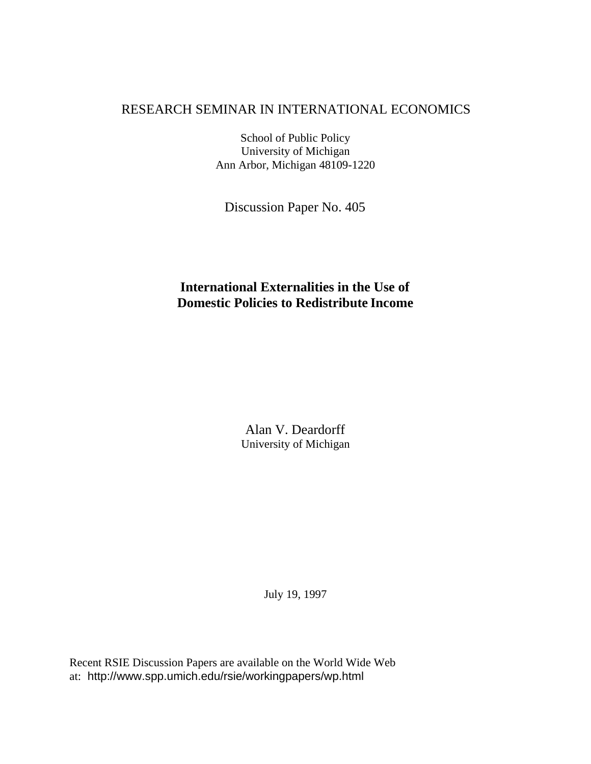RESEARCH SEMINAR IN INTERNATIONAL ECONOMICS

School of Public Policy
University of Michigan
Ann Arbor, Michigan 48109-1220

Discussion Paper No. 405

# International Externalities in the Use of Domestic Policies to Redistribute Income

Alan V. Deardorff
University of Michigan

July 19, 1997

Recent RSIE Discussion Papers are available on the World Wide Web at: http://www.spp.umich.edu/rsie/workingpapers/wp.html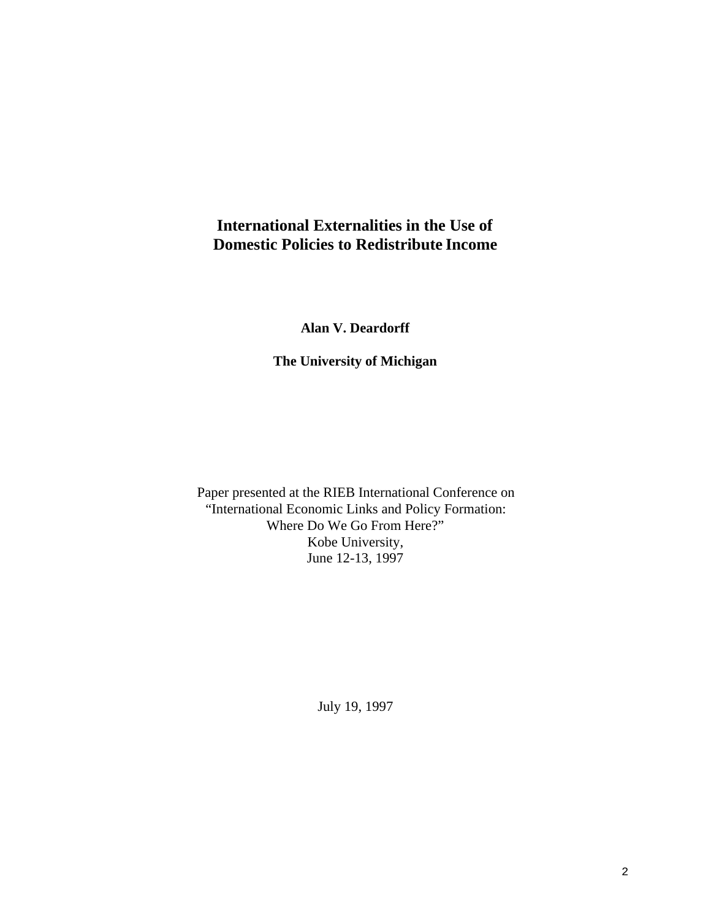# International Externalities in the Use of Domestic Policies to Redistribute Income

**Alan V. Deardorff**

**The University of Michigan**

Paper presented at the RIEB International Conference on
"International Economic Links and Policy Formation:
Where Do We Go From Here?"
Kobe University,
June 12-13, 1997

July 19, 1997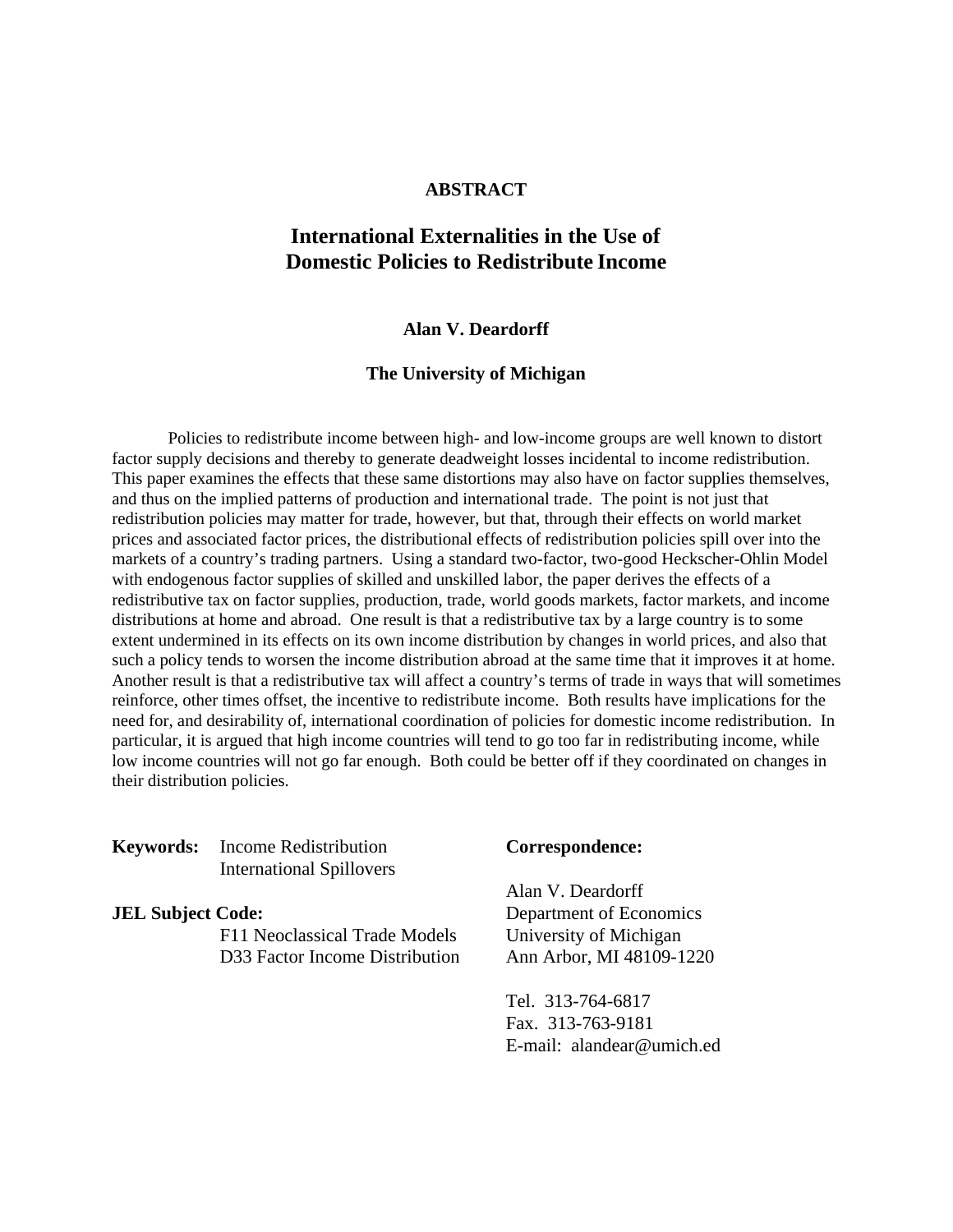**ABSTRACT**

# International Externalities in the Use of Domestic Policies to Redistribute Income

**Alan V. Deardorff**

**The University of Michigan**

Policies to redistribute income between high- and low-income groups are well known to distort factor supply decisions and thereby to generate deadweight losses incidental to income redistribution. This paper examines the effects that these same distortions may also have on factor supplies themselves, and thus on the implied patterns of production and international trade. The point is not just that redistribution policies may matter for trade, however, but that, through their effects on world market prices and associated factor prices, the distributional effects of redistribution policies spill over into the markets of a country's trading partners. Using a standard two-factor, two-good Heckscher-Ohlin Model with endogenous factor supplies of skilled and unskilled labor, the paper derives the effects of a redistributive tax on factor supplies, production, trade, world goods markets, factor markets, and income distributions at home and abroad. One result is that a redistributive tax by a large country is to some extent undermined in its effects on its own income distribution by changes in world prices, and also that such a policy tends to worsen the income distribution abroad at the same time that it improves it at home. Another result is that a redistributive tax will affect a country's terms of trade in ways that will sometimes reinforce, other times offset, the incentive to redistribute income. Both results have implications for the need for, and desirability of, international coordination of policies for domestic income redistribution. In particular, it is argued that high income countries will tend to go too far in redistributing income, while low income countries will not go far enough. Both could be better off if they coordinated on changes in their distribution policies.

**Keywords:** Income Redistribution
International Spillovers

**JEL Subject Code:**
F11 Neoclassical Trade Models
D33 Factor Income Distribution

**Correspondence:**

Alan V. Deardorff
Department of Economics
University of Michigan
Ann Arbor, MI 48109-1220

Tel. 313-764-6817
Fax. 313-763-9181
E-mail: alandear@umich.ed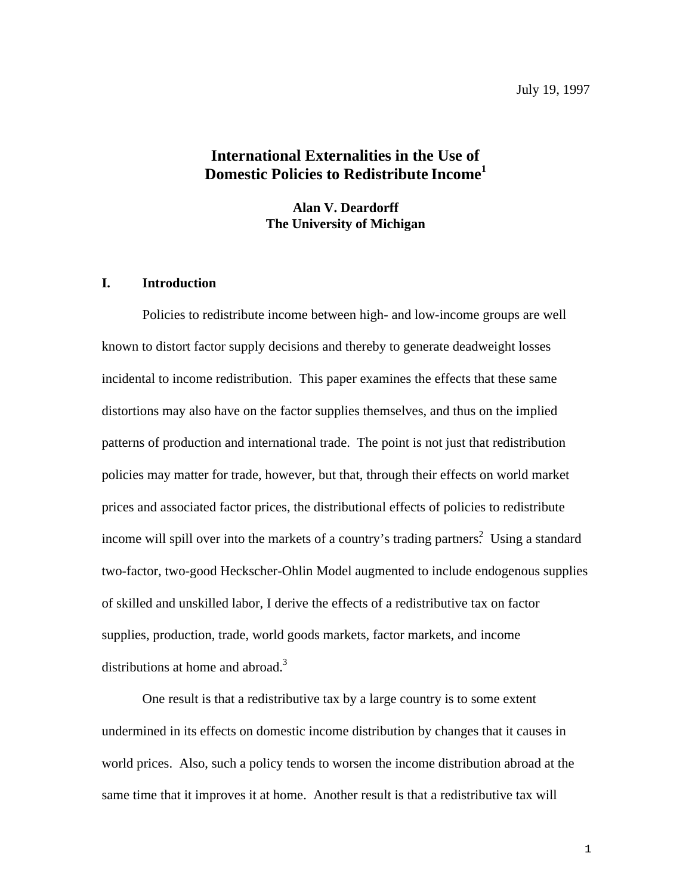July 19, 1997

# International Externalities in the Use of Domestic Policies to Redistribute Income[1]

**Alan V. Deardorff**
**The University of Michigan**

## I. Introduction

Policies to redistribute income between high- and low-income groups are well known to distort factor supply decisions and thereby to generate deadweight losses incidental to income redistribution. This paper examines the effects that these same distortions may also have on the factor supplies themselves, and thus on the implied patterns of production and international trade. The point is not just that redistribution policies may matter for trade, however, but that, through their effects on world market prices and associated factor prices, the distributional effects of policies to redistribute income will spill over into the markets of a country's trading partners.[2] Using a standard two-factor, two-good Heckscher-Ohlin Model augmented to include endogenous supplies of skilled and unskilled labor, I derive the effects of a redistributive tax on factor supplies, production, trade, world goods markets, factor markets, and income distributions at home and abroad.[3]

One result is that a redistributive tax by a large country is to some extent undermined in its effects on domestic income distribution by changes that it causes in world prices. Also, such a policy tends to worsen the income distribution abroad at the same time that it improves it at home. Another result is that a redistributive tax will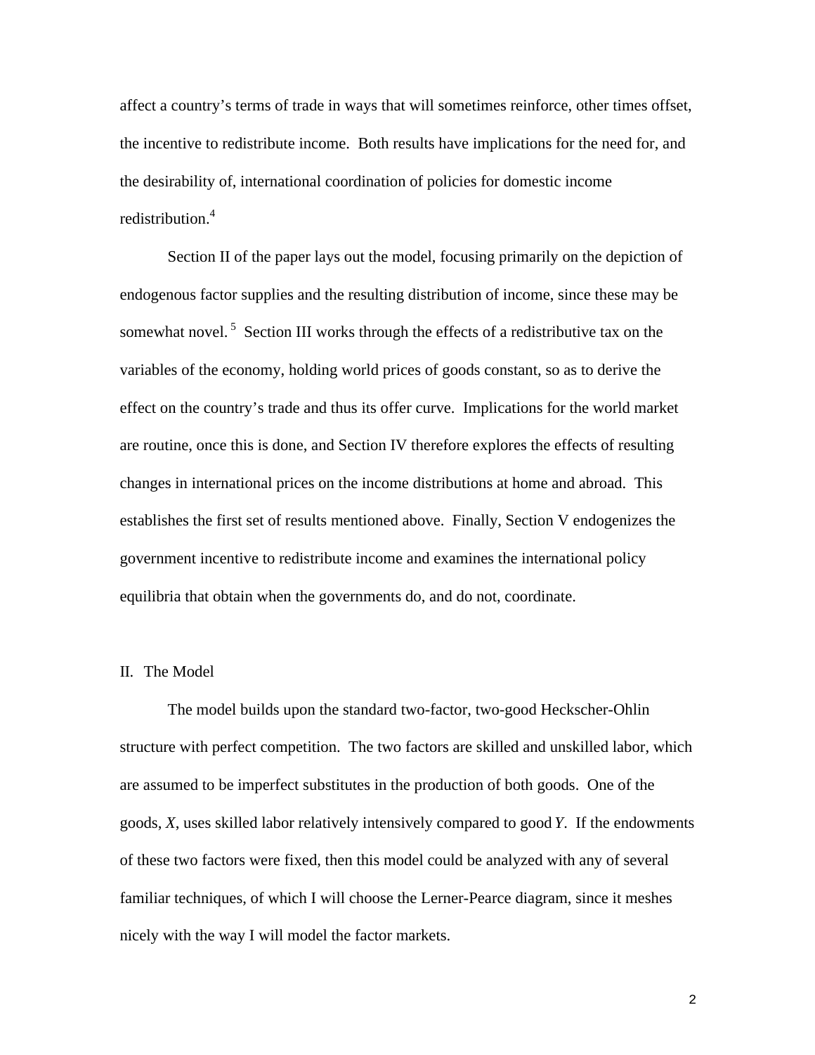affect a country's terms of trade in ways that will sometimes reinforce, other times offset, the incentive to redistribute income. Both results have implications for the need for, and the desirability of, international coordination of policies for domestic income redistribution.[4]

Section II of the paper lays out the model, focusing primarily on the depiction of endogenous factor supplies and the resulting distribution of income, since these may be somewhat novel.[5] Section III works through the effects of a redistributive tax on the variables of the economy, holding world prices of goods constant, so as to derive the effect on the country's trade and thus its offer curve. Implications for the world market are routine, once this is done, and Section IV therefore explores the effects of resulting changes in international prices on the income distributions at home and abroad. This establishes the first set of results mentioned above. Finally, Section V endogenizes the government incentive to redistribute income and examines the international policy equilibria that obtain when the governments do, and do not, coordinate.

## II. The Model

The model builds upon the standard two-factor, two-good Heckscher-Ohlin structure with perfect competition. The two factors are skilled and unskilled labor, which are assumed to be imperfect substitutes in the production of both goods. One of the goods, $X$, uses skilled labor relatively intensively compared to good $Y$. If the endowments of these two factors were fixed, then this model could be analyzed with any of several familiar techniques, of which I will choose the Lerner-Pearce diagram, since it meshes nicely with the way I will model the factor markets.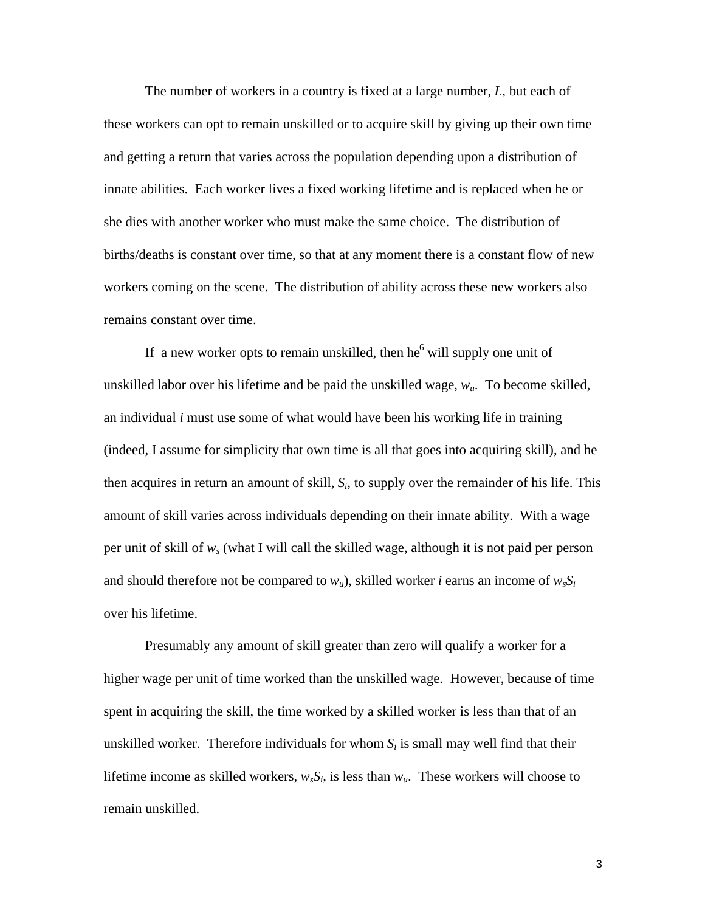The number of workers in a country is fixed at a large number, $L$, but each of these workers can opt to remain unskilled or to acquire skill by giving up their own time and getting a return that varies across the population depending upon a distribution of innate abilities. Each worker lives a fixed working lifetime and is replaced when he or she dies with another worker who must make the same choice. The distribution of births/deaths is constant over time, so that at any moment there is a constant flow of new workers coming on the scene. The distribution of ability across these new workers also remains constant over time.

If a new worker opts to remain unskilled, then he[6] will supply one unit of unskilled labor over his lifetime and be paid the unskilled wage, $w_u$. To become skilled, an individual $i$ must use some of what would have been his working life in training (indeed, I assume for simplicity that own time is all that goes into acquiring skill), and he then acquires in return an amount of skill, $S_i$, to supply over the remainder of his life. This amount of skill varies across individuals depending on their innate ability. With a wage per unit of skill of $w_s$ (what I will call the skilled wage, although it is not paid per person and should therefore not be compared to $w_u$), skilled worker $i$ earns an income of $w_s S_i$ over his lifetime.

Presumably any amount of skill greater than zero will qualify a worker for a higher wage per unit of time worked than the unskilled wage. However, because of time spent in acquiring the skill, the time worked by a skilled worker is less than that of an unskilled worker. Therefore individuals for whom $S_i$ is small may well find that their lifetime income as skilled workers, $w_s S_i$, is less than $w_u$. These workers will choose to remain unskilled.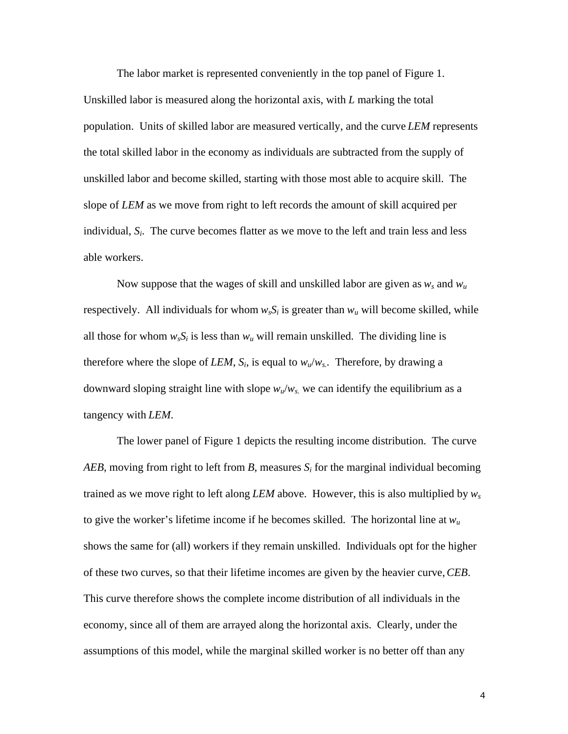The labor market is represented conveniently in the top panel of Figure 1. Unskilled labor is measured along the horizontal axis, with *L* marking the total population. Units of skilled labor are measured vertically, and the curve *LEM* represents the total skilled labor in the economy as individuals are subtracted from the supply of unskilled labor and become skilled, starting with those most able to acquire skill. The slope of *LEM* as we move from right to left records the amount of skill acquired per individual, $S_i$. The curve becomes flatter as we move to the left and train less and less able workers.

Now suppose that the wages of skill and unskilled labor are given as $w_s$ and $w_u$ respectively. All individuals for whom $w_sS_i$ is greater than $w_u$ will become skilled, while all those for whom $w_sS_i$ is less than $w_u$ will remain unskilled. The dividing line is therefore where the slope of *LEM*, $S_i$, is equal to $w_u/w_s$.. Therefore, by drawing a downward sloping straight line with slope $w_u/w_s$. we can identify the equilibrium as a tangency with *LEM*.

The lower panel of Figure 1 depicts the resulting income distribution. The curve *AEB*, moving from right to left from *B*, measures $S_i$ for the marginal individual becoming trained as we move right to left along *LEM* above. However, this is also multiplied by $w_s$ to give the worker's lifetime income if he becomes skilled. The horizontal line at $w_u$ shows the same for (all) workers if they remain unskilled. Individuals opt for the higher of these two curves, so that their lifetime incomes are given by the heavier curve, *CEB*. This curve therefore shows the complete income distribution of all individuals in the economy, since all of them are arrayed along the horizontal axis. Clearly, under the assumptions of this model, while the marginal skilled worker is no better off than any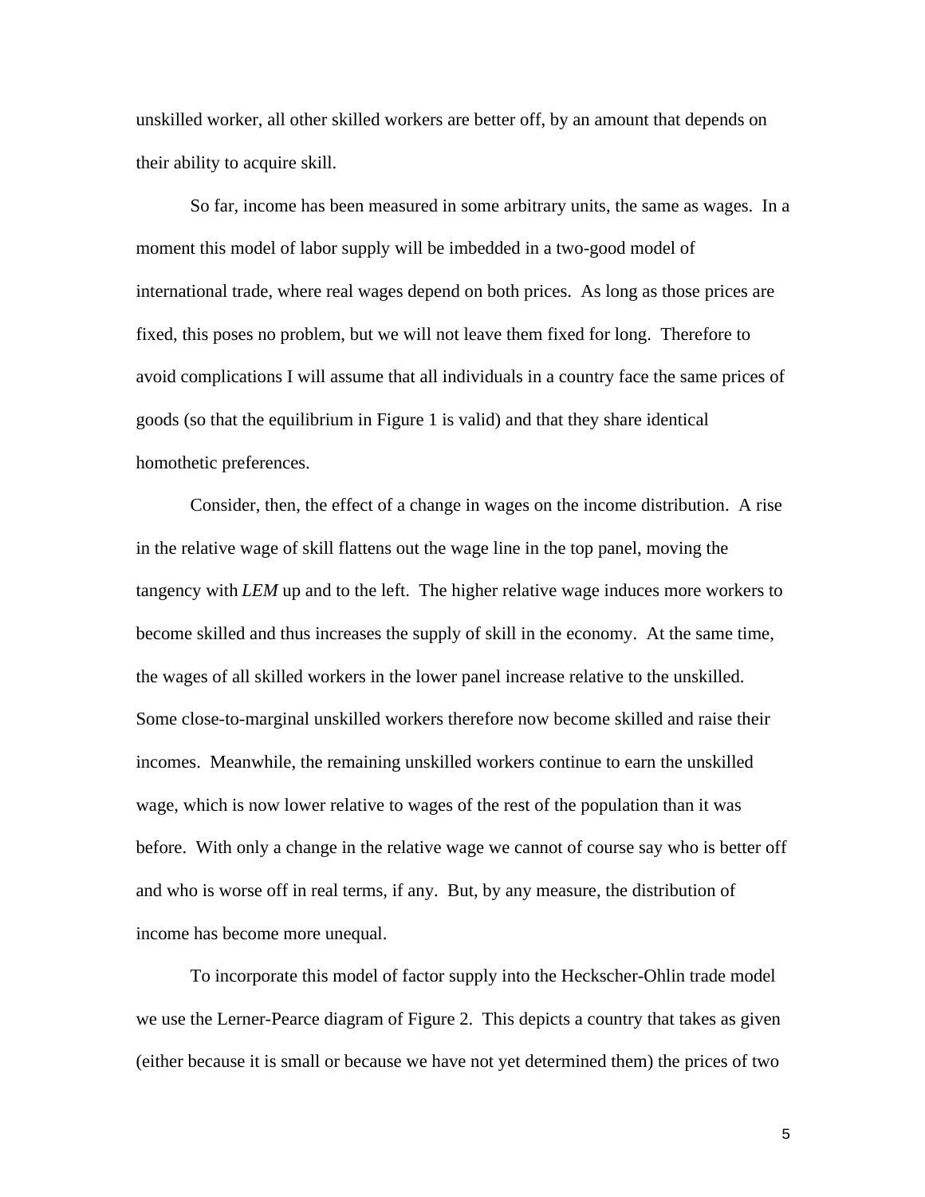unskilled worker, all other skilled workers are better off, by an amount that depends on their ability to acquire skill.

So far, income has been measured in some arbitrary units, the same as wages. In a moment this model of labor supply will be imbedded in a two-good model of international trade, where real wages depend on both prices. As long as those prices are fixed, this poses no problem, but we will not leave them fixed for long. Therefore to avoid complications I will assume that all individuals in a country face the same prices of goods (so that the equilibrium in Figure 1 is valid) and that they share identical homothetic preferences.

Consider, then, the effect of a change in wages on the income distribution. A rise in the relative wage of skill flattens out the wage line in the top panel, moving the tangency with *LEM* up and to the left. The higher relative wage induces more workers to become skilled and thus increases the supply of skill in the economy. At the same time, the wages of all skilled workers in the lower panel increase relative to the unskilled. Some close-to-marginal unskilled workers therefore now become skilled and raise their incomes. Meanwhile, the remaining unskilled workers continue to earn the unskilled wage, which is now lower relative to wages of the rest of the population than it was before. With only a change in the relative wage we cannot of course say who is better off and who is worse off in real terms, if any. But, by any measure, the distribution of income has become more unequal.

To incorporate this model of factor supply into the Heckscher-Ohlin trade model we use the Lerner-Pearce diagram of Figure 2. This depicts a country that takes as given (either because it is small or because we have not yet determined them) the prices of two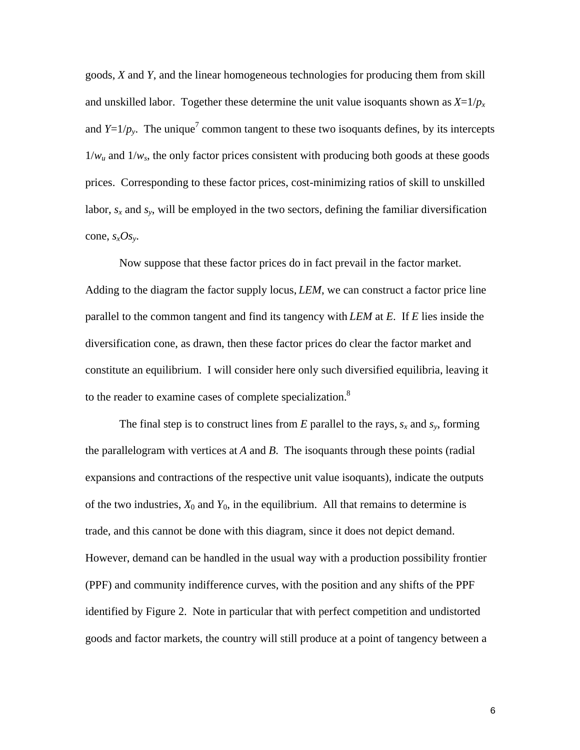goods, $X$ and $Y$, and the linear homogeneous technologies for producing them from skill and unskilled labor. Together these determine the unit value isoquants shown as $X=1/p_x$ and $Y=1/p_y$. The unique[7] common tangent to these two isoquants defines, by its intercepts $1/w_u$ and $1/w_s$, the only factor prices consistent with producing both goods at these goods prices. Corresponding to these factor prices, cost-minimizing ratios of skill to unskilled labor, $s_x$ and $s_y$, will be employed in the two sectors, defining the familiar diversification cone, $s_xOs_y$.

Now suppose that these factor prices do in fact prevail in the factor market. Adding to the diagram the factor supply locus, *LEM*, we can construct a factor price line parallel to the common tangent and find its tangency with *LEM* at *E*. If *E* lies inside the diversification cone, as drawn, then these factor prices do clear the factor market and constitute an equilibrium. I will consider here only such diversified equilibria, leaving it to the reader to examine cases of complete specialization.[8]

The final step is to construct lines from *E* parallel to the rays, $s_x$ and $s_y$, forming the parallelogram with vertices at *A* and *B*. The isoquants through these points (radial expansions and contractions of the respective unit value isoquants), indicate the outputs of the two industries, $X_0$ and $Y_0$, in the equilibrium. All that remains to determine is trade, and this cannot be done with this diagram, since it does not depict demand. However, demand can be handled in the usual way with a production possibility frontier (PPF) and community indifference curves, with the position and any shifts of the PPF identified by Figure 2. Note in particular that with perfect competition and undistorted goods and factor markets, the country will still produce at a point of tangency between a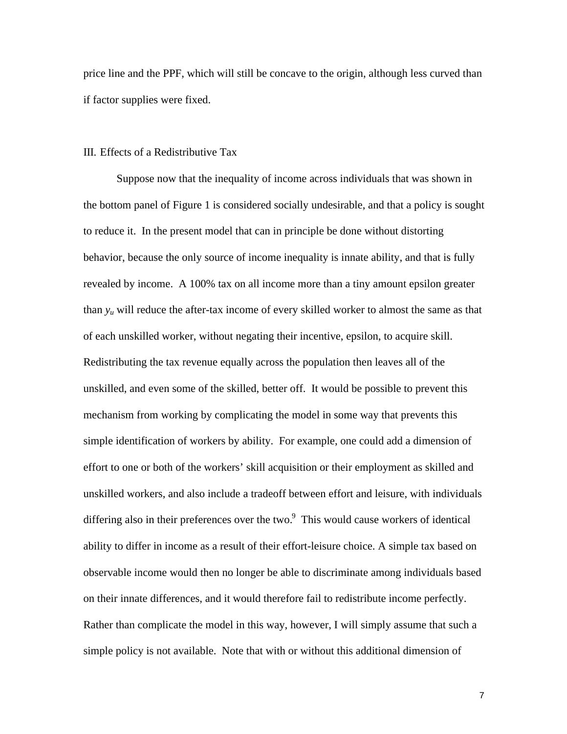price line and the PPF, which will still be concave to the origin, although less curved than if factor supplies were fixed.

## III. Effects of a Redistributive Tax

Suppose now that the inequality of income across individuals that was shown in the bottom panel of Figure 1 is considered socially undesirable, and that a policy is sought to reduce it. In the present model that can in principle be done without distorting behavior, because the only source of income inequality is innate ability, and that is fully revealed by income. A 100% tax on all income more than a tiny amount epsilon greater than $y_u$ will reduce the after-tax income of every skilled worker to almost the same as that of each unskilled worker, without negating their incentive, epsilon, to acquire skill. Redistributing the tax revenue equally across the population then leaves all of the unskilled, and even some of the skilled, better off. It would be possible to prevent this mechanism from working by complicating the model in some way that prevents this simple identification of workers by ability. For example, one could add a dimension of effort to one or both of the workers' skill acquisition or their employment as skilled and unskilled workers, and also include a tradeoff between effort and leisure, with individuals differing also in their preferences over the two.[9] This would cause workers of identical ability to differ in income as a result of their effort-leisure choice. A simple tax based on observable income would then no longer be able to discriminate among individuals based on their innate differences, and it would therefore fail to redistribute income perfectly. Rather than complicate the model in this way, however, I will simply assume that such a simple policy is not available. Note that with or without this additional dimension of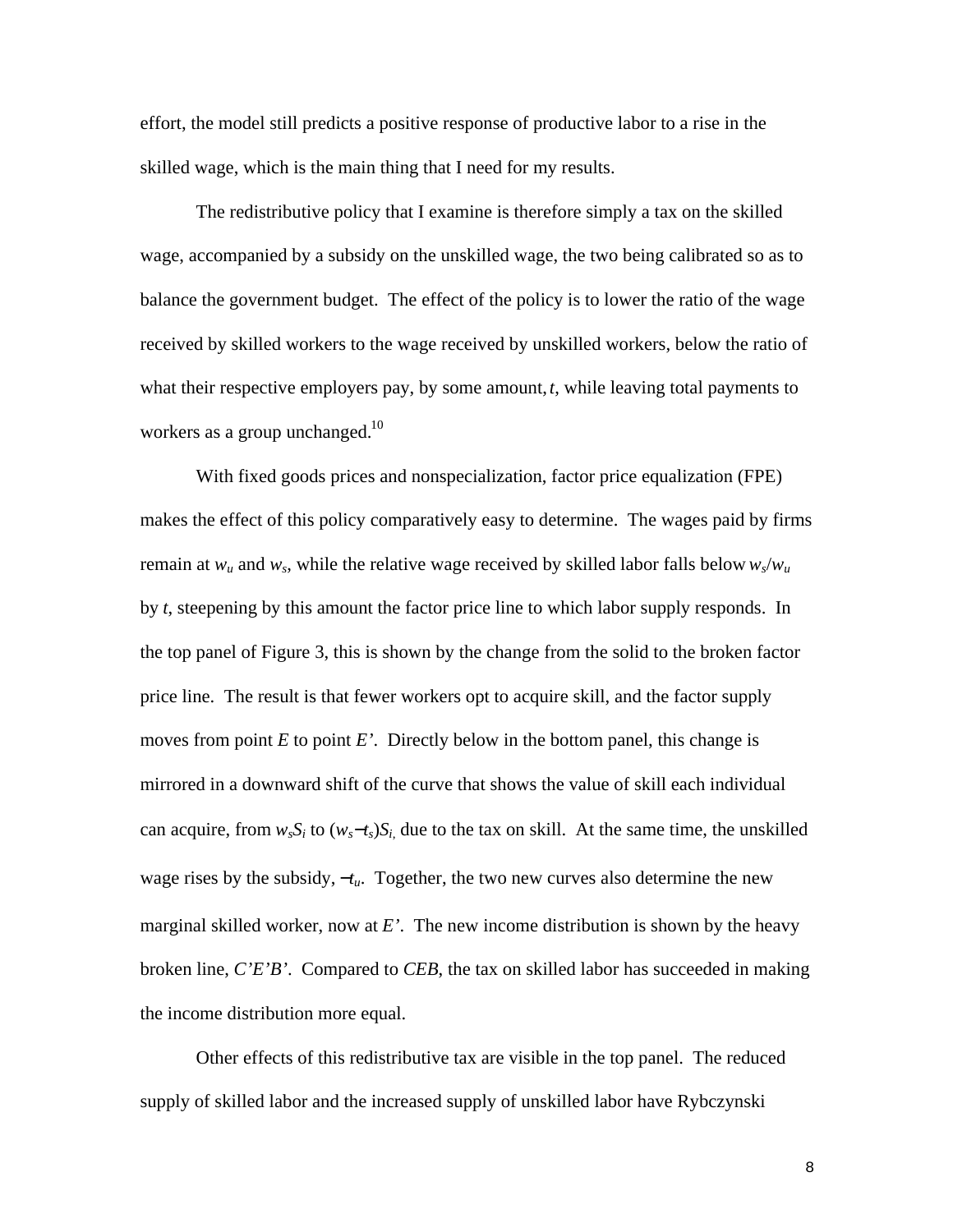effort, the model still predicts a positive response of productive labor to a rise in the skilled wage, which is the main thing that I need for my results.

The redistributive policy that I examine is therefore simply a tax on the skilled wage, accompanied by a subsidy on the unskilled wage, the two being calibrated so as to balance the government budget. The effect of the policy is to lower the ratio of the wage received by skilled workers to the wage received by unskilled workers, below the ratio of what their respective employers pay, by some amount, *t*, while leaving total payments to workers as a group unchanged.[10]

With fixed goods prices and nonspecialization, factor price equalization (FPE) makes the effect of this policy comparatively easy to determine. The wages paid by firms remain at $w_u$ and $w_s$, while the relative wage received by skilled labor falls below $w_s/w_u$ by *t*, steepening by this amount the factor price line to which labor supply responds. In the top panel of Figure 3, this is shown by the change from the solid to the broken factor price line. The result is that fewer workers opt to acquire skill, and the factor supply moves from point *E* to point *E'*. Directly below in the bottom panel, this change is mirrored in a downward shift of the curve that shows the value of skill each individual can acquire, from $w_sS_i$ to $(w_s-t_s)S_i$, due to the tax on skill. At the same time, the unskilled wage rises by the subsidy, $-t_u$. Together, the two new curves also determine the new marginal skilled worker, now at *E'*. The new income distribution is shown by the heavy broken line, *C'E'B'*. Compared to *CEB*, the tax on skilled labor has succeeded in making the income distribution more equal.

Other effects of this redistributive tax are visible in the top panel. The reduced supply of skilled labor and the increased supply of unskilled labor have Rybczynski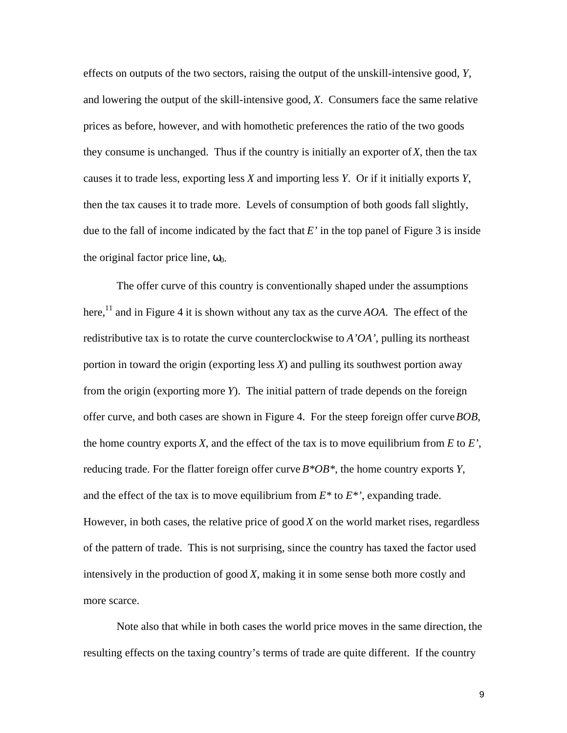effects on outputs of the two sectors, raising the output of the unskill-intensive good, *Y*, and lowering the output of the skill-intensive good, *X*. Consumers face the same relative prices as before, however, and with homothetic preferences the ratio of the two goods they consume is unchanged. Thus if the country is initially an exporter of *X*, then the tax causes it to trade less, exporting less *X* and importing less *Y*. Or if it initially exports *Y*, then the tax causes it to trade more. Levels of consumption of both goods fall slightly, due to the fall of income indicated by the fact that *E'* in the top panel of Figure 3 is inside the original factor price line, $\omega_0$.

The offer curve of this country is conventionally shaped under the assumptions here,[11] and in Figure 4 it is shown without any tax as the curve *AOA*. The effect of the redistributive tax is to rotate the curve counterclockwise to *A'OA'*, pulling its northeast portion in toward the origin (exporting less *X*) and pulling its southwest portion away from the origin (exporting more *Y*). The initial pattern of trade depends on the foreign offer curve, and both cases are shown in Figure 4. For the steep foreign offer curve *BOB*, the home country exports *X*, and the effect of the tax is to move equilibrium from *E* to *E'*, reducing trade. For the flatter foreign offer curve *B*OB**, the home country exports *Y*, and the effect of the tax is to move equilibrium from *E** to *E*'*, expanding trade. However, in both cases, the relative price of good *X* on the world market rises, regardless of the pattern of trade. This is not surprising, since the country has taxed the factor used intensively in the production of good *X*, making it in some sense both more costly and more scarce.

Note also that while in both cases the world price moves in the same direction, the resulting effects on the taxing country's terms of trade are quite different. If the country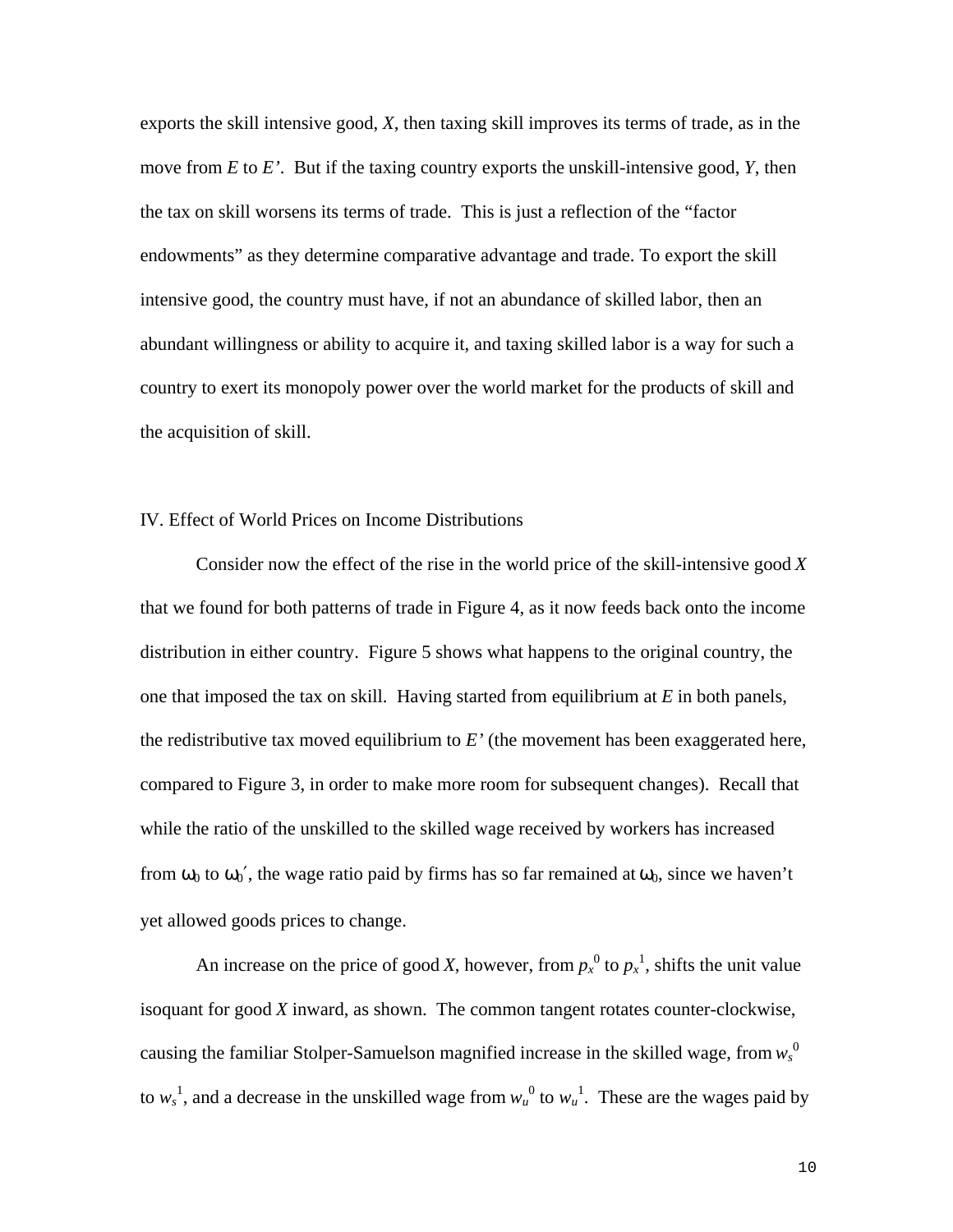exports the skill intensive good, *X*, then taxing skill improves its terms of trade, as in the move from *E* to *E'*. But if the taxing country exports the unskill-intensive good, *Y*, then the tax on skill worsens its terms of trade. This is just a reflection of the "factor endowments" as they determine comparative advantage and trade. To export the skill intensive good, the country must have, if not an abundance of skilled labor, then an abundant willingness or ability to acquire it, and taxing skilled labor is a way for such a country to exert its monopoly power over the world market for the products of skill and the acquisition of skill.

## IV. Effect of World Prices on Income Distributions

Consider now the effect of the rise in the world price of the skill-intensive good *X* that we found for both patterns of trade in Figure 4, as it now feeds back onto the income distribution in either country. Figure 5 shows what happens to the original country, the one that imposed the tax on skill. Having started from equilibrium at *E* in both panels, the redistributive tax moved equilibrium to *E'* (the movement has been exaggerated here, compared to Figure 3, in order to make more room for subsequent changes). Recall that while the ratio of the unskilled to the skilled wage received by workers has increased from $\omega_0$ to $\omega_0'$, the wage ratio paid by firms has so far remained at $\omega_0$, since we haven't yet allowed goods prices to change.

An increase on the price of good *X*, however, from $p_x^0$ to $p_x^1$, shifts the unit value isoquant for good *X* inward, as shown. The common tangent rotates counter-clockwise, causing the familiar Stolper-Samuelson magnified increase in the skilled wage, from $w_s^0$ to $w_s^1$, and a decrease in the unskilled wage from $w_u^0$ to $w_u^1$. These are the wages paid by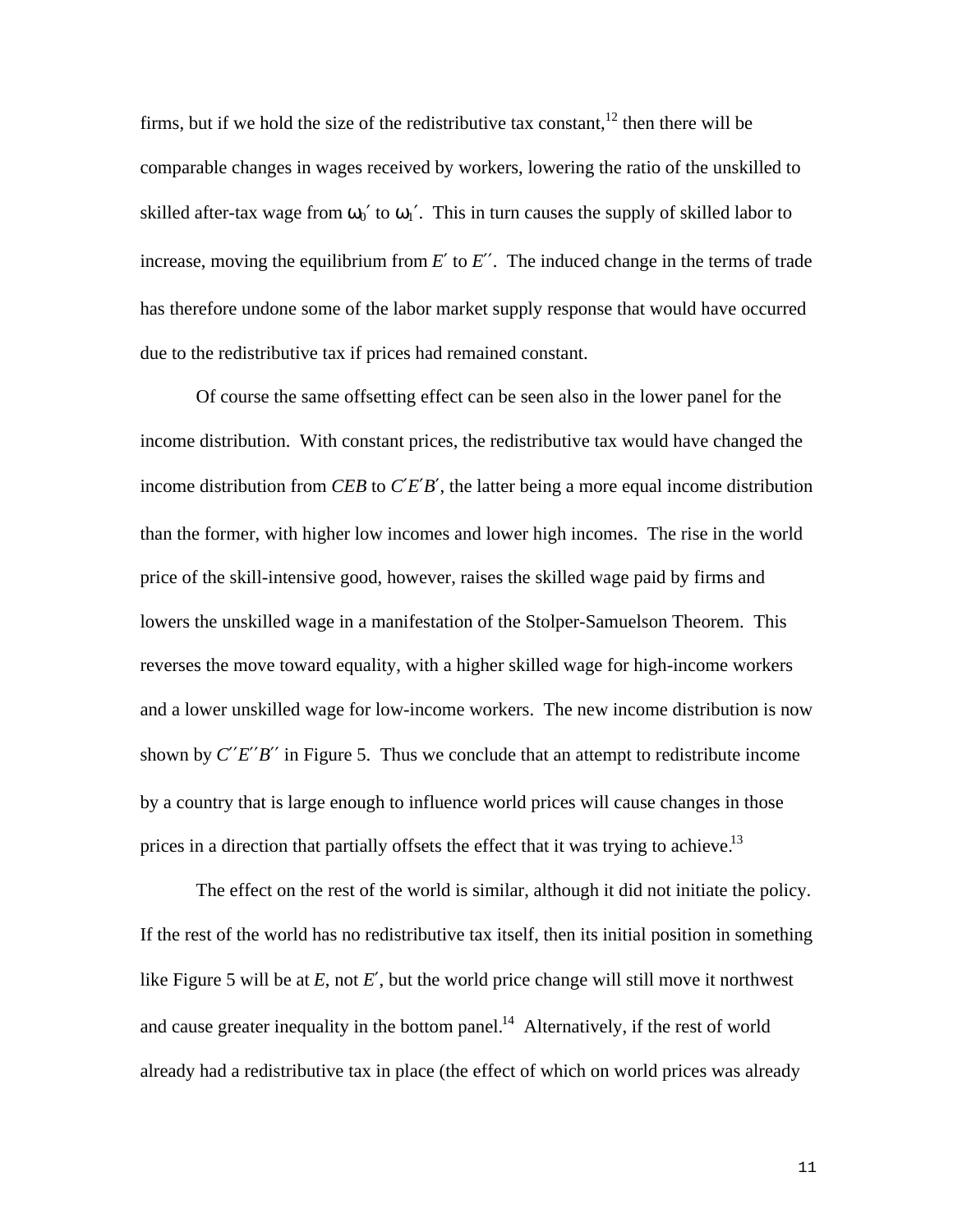firms, but if we hold the size of the redistributive tax constant,[12] then there will be comparable changes in wages received by workers, lowering the ratio of the unskilled to skilled after-tax wage from $\omega_0'$ to $\omega_1'$. This in turn causes the supply of skilled labor to increase, moving the equilibrium from $E'$ to $E''$. The induced change in the terms of trade has therefore undone some of the labor market supply response that would have occurred due to the redistributive tax if prices had remained constant.

Of course the same offsetting effect can be seen also in the lower panel for the income distribution. With constant prices, the redistributive tax would have changed the income distribution from *CEB* to $C'E'B'$, the latter being a more equal income distribution than the former, with higher low incomes and lower high incomes. The rise in the world price of the skill-intensive good, however, raises the skilled wage paid by firms and lowers the unskilled wage in a manifestation of the Stolper-Samuelson Theorem. This reverses the move toward equality, with a higher skilled wage for high-income workers and a lower unskilled wage for low-income workers. The new income distribution is now shown by $C''E''B''$ in Figure 5. Thus we conclude that an attempt to redistribute income by a country that is large enough to influence world prices will cause changes in those prices in a direction that partially offsets the effect that it was trying to achieve.[13]

The effect on the rest of the world is similar, although it did not initiate the policy. If the rest of the world has no redistributive tax itself, then its initial position in something like Figure 5 will be at *E*, not $E'$, but the world price change will still move it northwest and cause greater inequality in the bottom panel.[14] Alternatively, if the rest of world already had a redistributive tax in place (the effect of which on world prices was already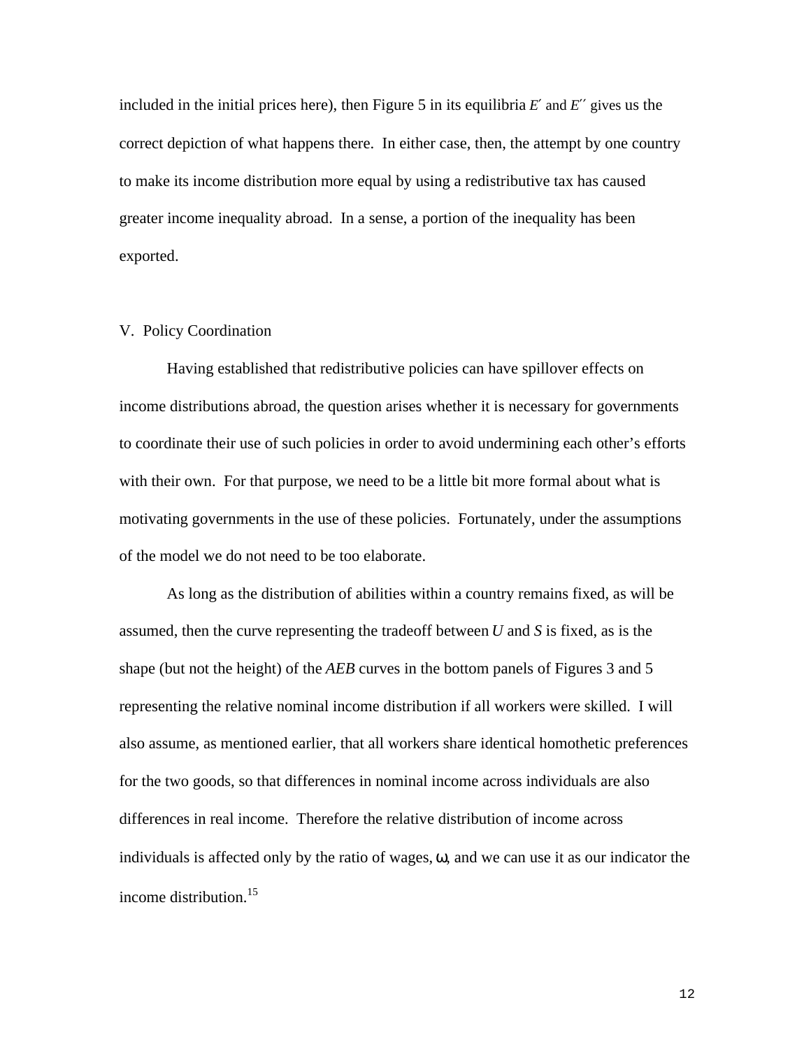included in the initial prices here), then Figure 5 in its equilibria $E'$ and $E''$ gives us the correct depiction of what happens there. In either case, then, the attempt by one country to make its income distribution more equal by using a redistributive tax has caused greater income inequality abroad. In a sense, a portion of the inequality has been exported.

## V. Policy Coordination

Having established that redistributive policies can have spillover effects on income distributions abroad, the question arises whether it is necessary for governments to coordinate their use of such policies in order to avoid undermining each other's efforts with their own. For that purpose, we need to be a little bit more formal about what is motivating governments in the use of these policies. Fortunately, under the assumptions of the model we do not need to be too elaborate.

As long as the distribution of abilities within a country remains fixed, as will be assumed, then the curve representing the tradeoff between $U$ and $S$ is fixed, as is the shape (but not the height) of the *AEB* curves in the bottom panels of Figures 3 and 5 representing the relative nominal income distribution if all workers were skilled. I will also assume, as mentioned earlier, that all workers share identical homothetic preferences for the two goods, so that differences in nominal income across individuals are also differences in real income. Therefore the relative distribution of income across individuals is affected only by the ratio of wages, $\omega$, and we can use it as our indicator the income distribution.[15]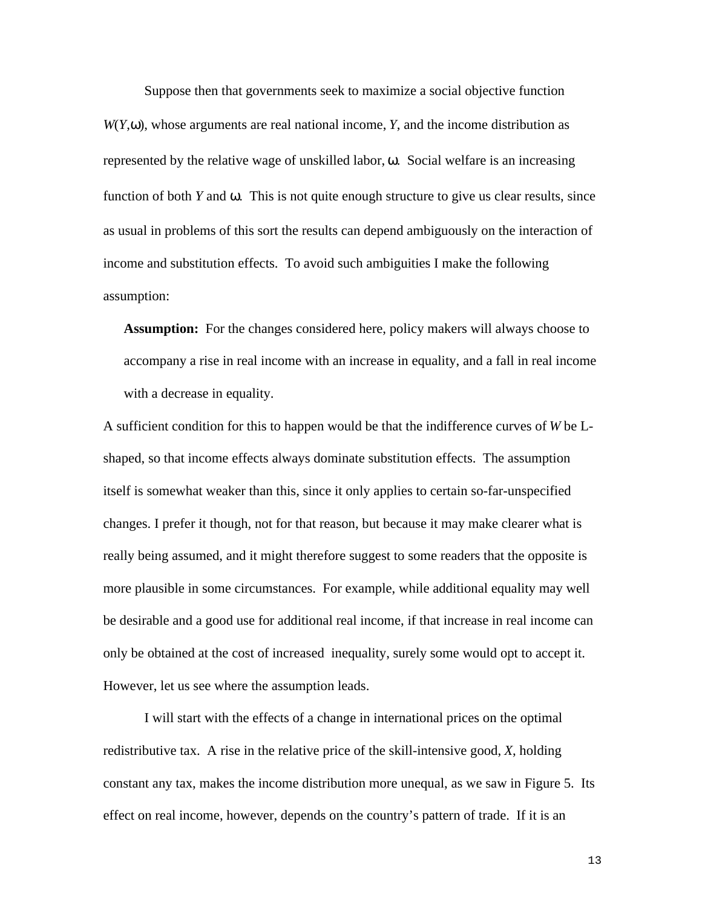Suppose then that governments seek to maximize a social objective function $W(Y,\omega)$, whose arguments are real national income, $Y$, and the income distribution as represented by the relative wage of unskilled labor, $\omega$. Social welfare is an increasing function of both $Y$ and $\omega$. This is not quite enough structure to give us clear results, since as usual in problems of this sort the results can depend ambiguously on the interaction of income and substitution effects. To avoid such ambiguities I make the following assumption:

> **Assumption:** For the changes considered here, policy makers will always choose to accompany a rise in real income with an increase in equality, and a fall in real income with a decrease in equality.

A sufficient condition for this to happen would be that the indifference curves of $W$ be L-shaped, so that income effects always dominate substitution effects. The assumption itself is somewhat weaker than this, since it only applies to certain so-far-unspecified changes. I prefer it though, not for that reason, but because it may make clearer what is really being assumed, and it might therefore suggest to some readers that the opposite is more plausible in some circumstances. For example, while additional equality may well be desirable and a good use for additional real income, if that increase in real income can only be obtained at the cost of increased inequality, surely some would opt to accept it. However, let us see where the assumption leads.

I will start with the effects of a change in international prices on the optimal redistributive tax. A rise in the relative price of the skill-intensive good, $X$, holding constant any tax, makes the income distribution more unequal, as we saw in Figure 5. Its effect on real income, however, depends on the country's pattern of trade. If it is an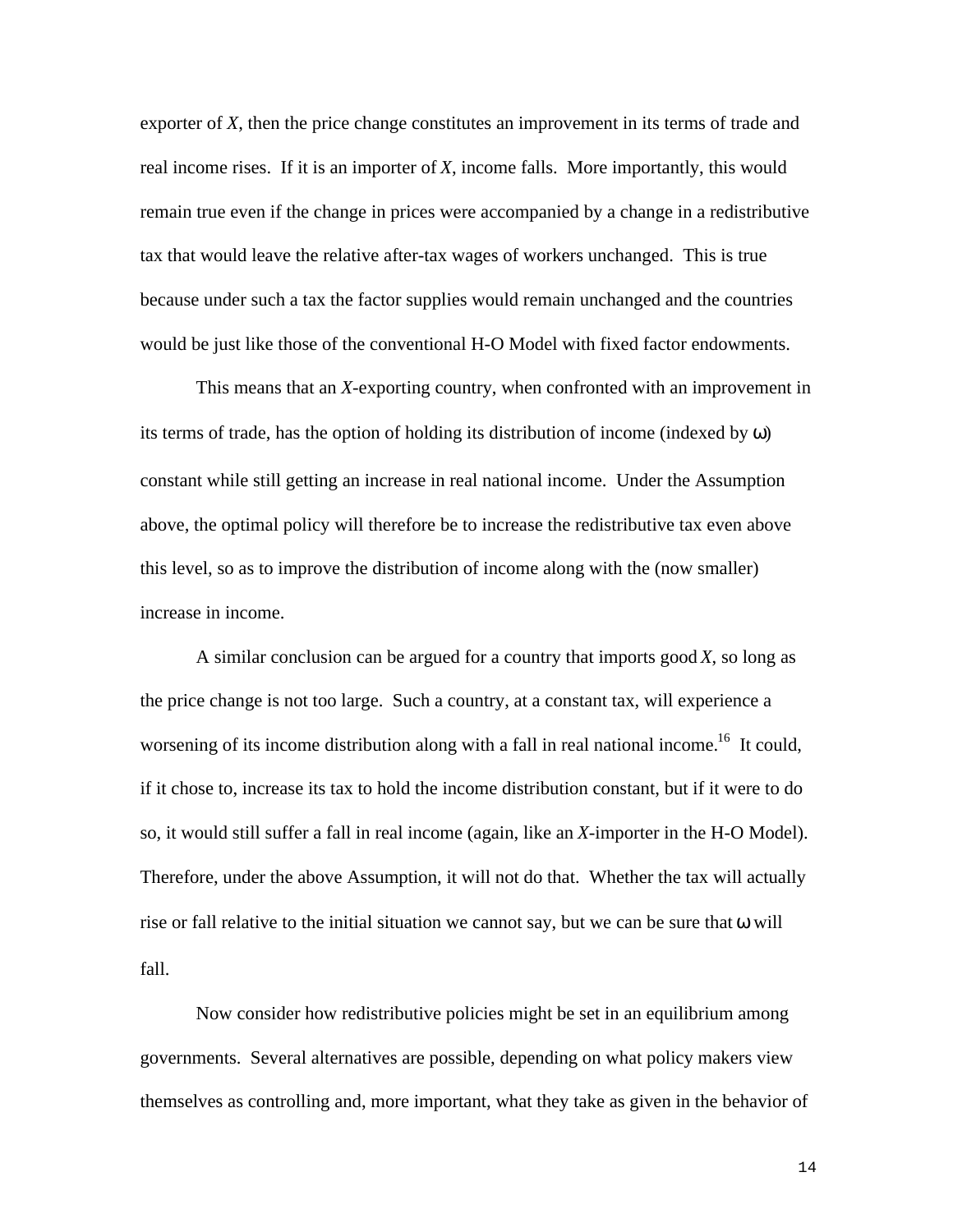exporter of $X$, then the price change constitutes an improvement in its terms of trade and real income rises. If it is an importer of $X$, income falls. More importantly, this would remain true even if the change in prices were accompanied by a change in a redistributive tax that would leave the relative after-tax wages of workers unchanged. This is true because under such a tax the factor supplies would remain unchanged and the countries would be just like those of the conventional H-O Model with fixed factor endowments.

This means that an $X$-exporting country, when confronted with an improvement in its terms of trade, has the option of holding its distribution of income (indexed by $\omega$) constant while still getting an increase in real national income. Under the Assumption above, the optimal policy will therefore be to increase the redistributive tax even above this level, so as to improve the distribution of income along with the (now smaller) increase in income.

A similar conclusion can be argued for a country that imports good $X$, so long as the price change is not too large. Such a country, at a constant tax, will experience a worsening of its income distribution along with a fall in real national income.[16] It could, if it chose to, increase its tax to hold the income distribution constant, but if it were to do so, it would still suffer a fall in real income (again, like an $X$-importer in the H-O Model). Therefore, under the above Assumption, it will not do that. Whether the tax will actually rise or fall relative to the initial situation we cannot say, but we can be sure that $\omega$ will fall.

Now consider how redistributive policies might be set in an equilibrium among governments. Several alternatives are possible, depending on what policy makers view themselves as controlling and, more important, what they take as given in the behavior of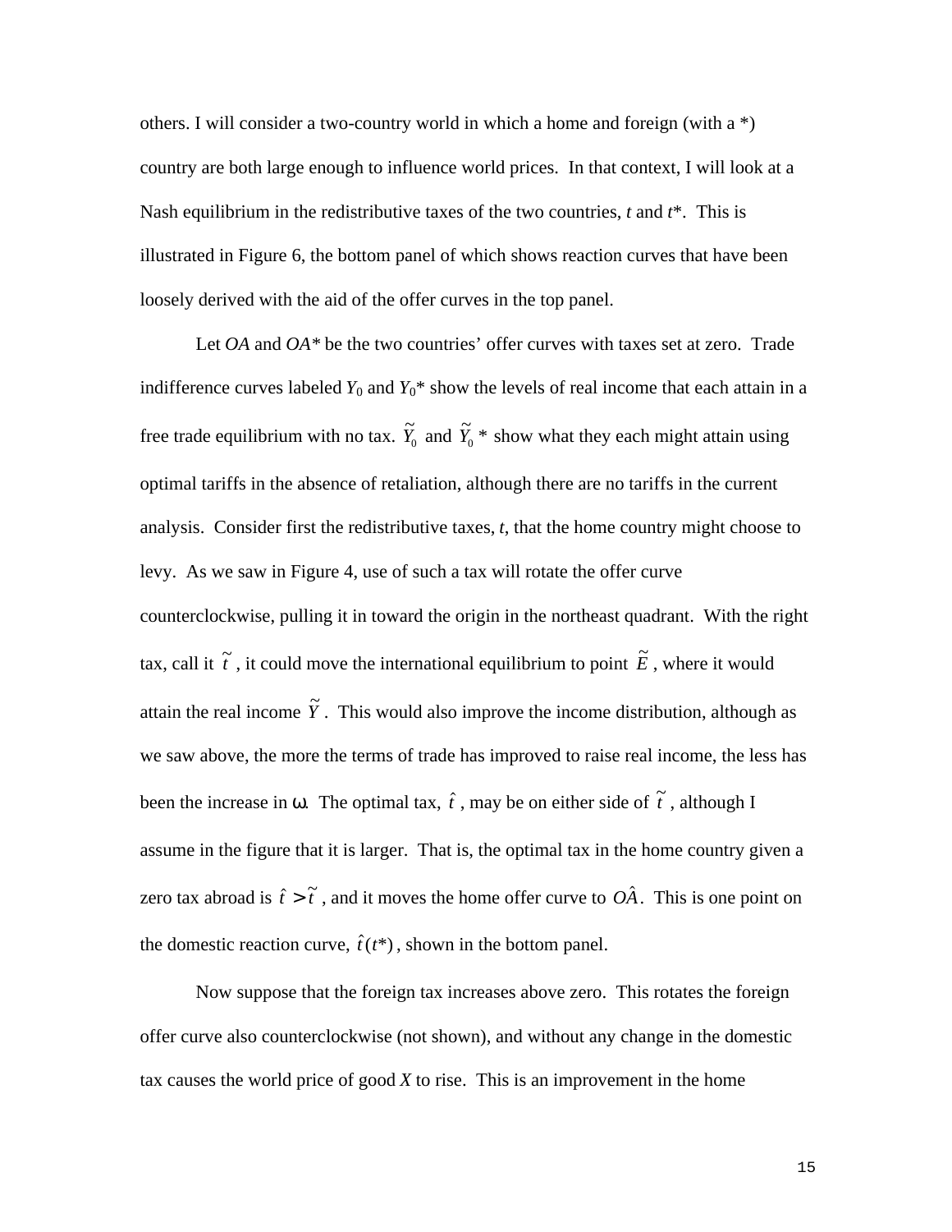others. I will consider a two-country world in which a home and foreign (with a *) country are both large enough to influence world prices. In that context, I will look at a Nash equilibrium in the redistributive taxes of the two countries, $t$ and $t$*. This is illustrated in Figure 6, the bottom panel of which shows reaction curves that have been loosely derived with the aid of the offer curves in the top panel.

Let $OA$ and $OA$* be the two countries' offer curves with taxes set at zero. Trade indifference curves labeled $Y_0$ and $Y_0$* show the levels of real income that each attain in a free trade equilibrium with no tax. $\tilde{Y}_0$ and $\tilde{Y}_0$* show what they each might attain using optimal tariffs in the absence of retaliation, although there are no tariffs in the current analysis. Consider first the redistributive taxes, $t$, that the home country might choose to levy. As we saw in Figure 4, use of such a tax will rotate the offer curve counterclockwise, pulling it in toward the origin in the northeast quadrant. With the right tax, call it $\tilde{t}$, it could move the international equilibrium to point $\tilde{E}$, where it would attain the real income $\tilde{Y}$. This would also improve the income distribution, although as we saw above, the more the terms of trade has improved to raise real income, the less has been the increase in ω. The optimal tax, $\hat{t}$, may be on either side of $\tilde{t}$, although I assume in the figure that it is larger. That is, the optimal tax in the home country given a zero tax abroad is $\hat{t} > \tilde{t}$, and it moves the home offer curve to $O\hat{A}$. This is one point on the domestic reaction curve, $\hat{t}(t^*)$, shown in the bottom panel.

Now suppose that the foreign tax increases above zero. This rotates the foreign offer curve also counterclockwise (not shown), and without any change in the domestic tax causes the world price of good $X$ to rise. This is an improvement in the home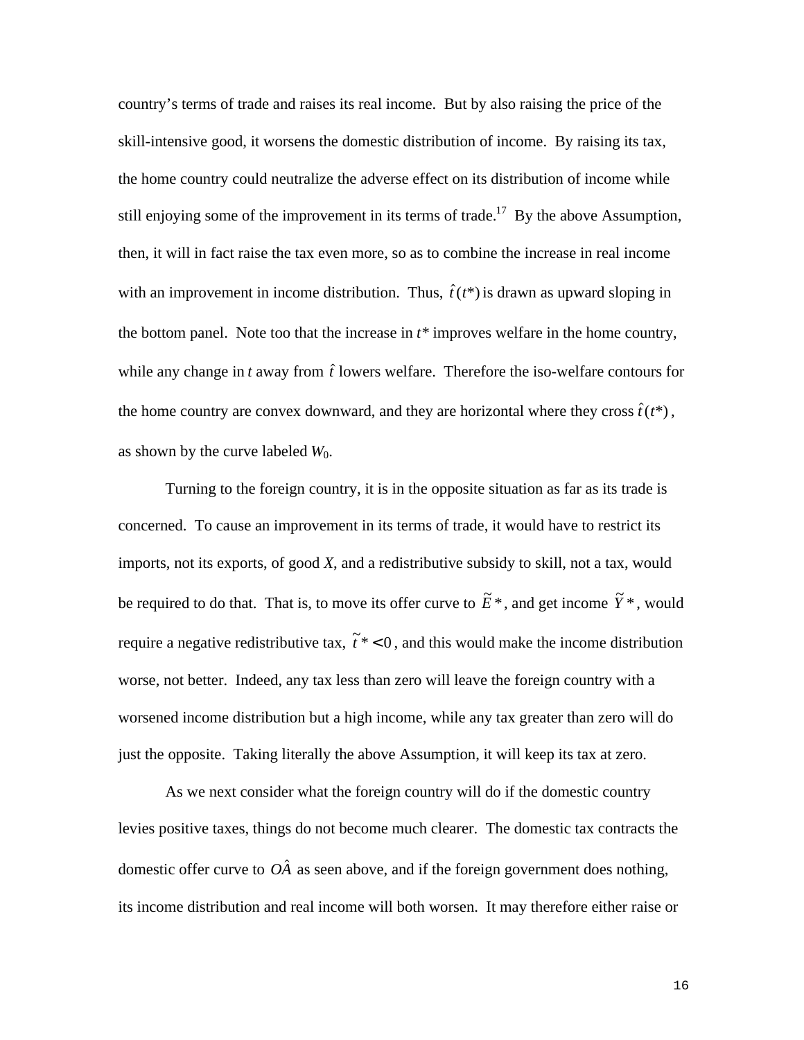country's terms of trade and raises its real income. But by also raising the price of the skill-intensive good, it worsens the domestic distribution of income. By raising its tax, the home country could neutralize the adverse effect on its distribution of income while still enjoying some of the improvement in its terms of trade.[17] By the above Assumption, then, it will in fact raise the tax even more, so as to combine the increase in real income with an improvement in income distribution. Thus, $\hat{t}(t^*)$ is drawn as upward sloping in the bottom panel. Note too that the increase in $t^*$ improves welfare in the home country, while any change in $t$ away from $\hat{t}$ lowers welfare. Therefore the iso-welfare contours for the home country are convex downward, and they are horizontal where they cross $\hat{t}(t^*)$, as shown by the curve labeled $W_0$.

Turning to the foreign country, it is in the opposite situation as far as its trade is concerned. To cause an improvement in its terms of trade, it would have to restrict its imports, not its exports, of good *X*, and a redistributive subsidy to skill, not a tax, would be required to do that. That is, to move its offer curve to $\tilde{E}^*$, and get income $\tilde{Y}^*$, would require a negative redistributive tax, $\tilde{t}^* < 0$, and this would make the income distribution worse, not better. Indeed, any tax less than zero will leave the foreign country with a worsened income distribution but a high income, while any tax greater than zero will do just the opposite. Taking literally the above Assumption, it will keep its tax at zero.

As we next consider what the foreign country will do if the domestic country levies positive taxes, things do not become much clearer. The domestic tax contracts the domestic offer curve to $O\hat{A}$ as seen above, and if the foreign government does nothing, its income distribution and real income will both worsen. It may therefore either raise or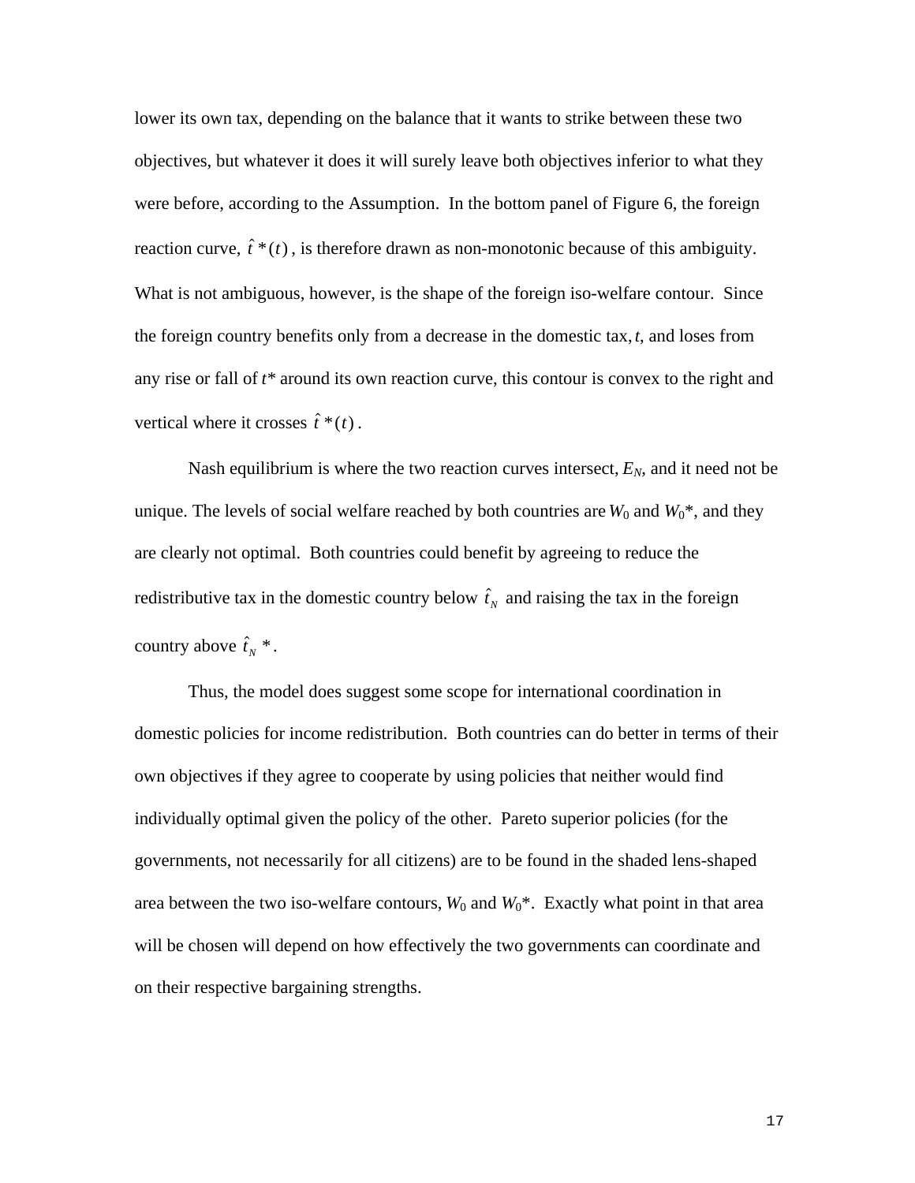lower its own tax, depending on the balance that it wants to strike between these two objectives, but whatever it does it will surely leave both objectives inferior to what they were before, according to the Assumption. In the bottom panel of Figure 6, the foreign reaction curve, $\hat{t}*(t)$, is therefore drawn as non-monotonic because of this ambiguity. What is not ambiguous, however, is the shape of the foreign iso-welfare contour. Since the foreign country benefits only from a decrease in the domestic tax, $t$, and loses from any rise or fall of $t*$ around its own reaction curve, this contour is convex to the right and vertical where it crosses $\hat{t}*(t)$.

Nash equilibrium is where the two reaction curves intersect, $E_N$, and it need not be unique. The levels of social welfare reached by both countries are $W_0$ and $W_0*$, and they are clearly not optimal. Both countries could benefit by agreeing to reduce the redistributive tax in the domestic country below $\hat{t}_N$ and raising the tax in the foreign country above $\hat{t}_N*$.

Thus, the model does suggest some scope for international coordination in domestic policies for income redistribution. Both countries can do better in terms of their own objectives if they agree to cooperate by using policies that neither would find individually optimal given the policy of the other. Pareto superior policies (for the governments, not necessarily for all citizens) are to be found in the shaded lens-shaped area between the two iso-welfare contours, $W_0$ and $W_0*$. Exactly what point in that area will be chosen will depend on how effectively the two governments can coordinate and on their respective bargaining strengths.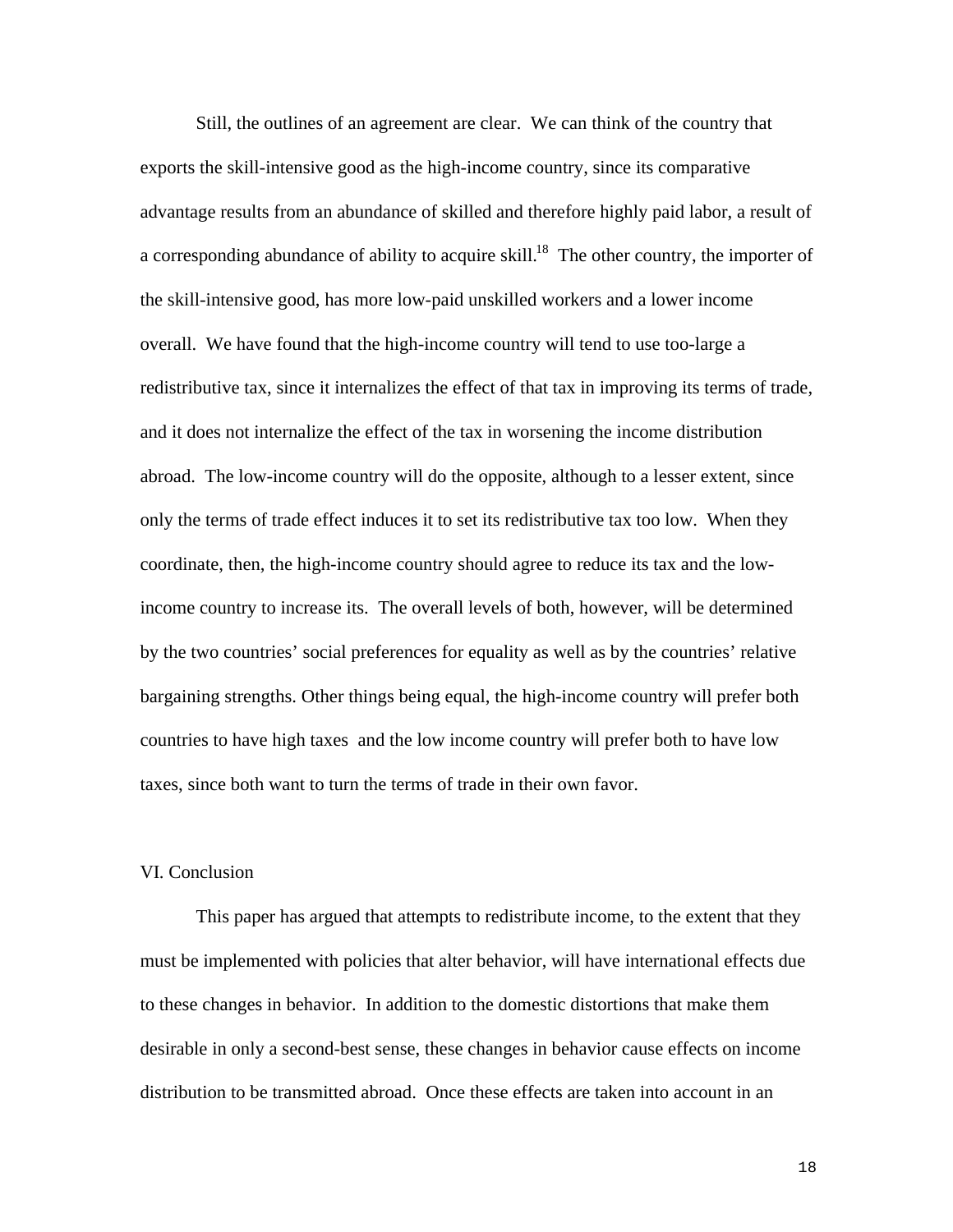Still, the outlines of an agreement are clear. We can think of the country that exports the skill-intensive good as the high-income country, since its comparative advantage results from an abundance of skilled and therefore highly paid labor, a result of a corresponding abundance of ability to acquire skill.[18] The other country, the importer of the skill-intensive good, has more low-paid unskilled workers and a lower income overall. We have found that the high-income country will tend to use too-large a redistributive tax, since it internalizes the effect of that tax in improving its terms of trade, and it does not internalize the effect of the tax in worsening the income distribution abroad. The low-income country will do the opposite, although to a lesser extent, since only the terms of trade effect induces it to set its redistributive tax too low. When they coordinate, then, the high-income country should agree to reduce its tax and the low-income country to increase its. The overall levels of both, however, will be determined by the two countries' social preferences for equality as well as by the countries' relative bargaining strengths. Other things being equal, the high-income country will prefer both countries to have high taxes and the low income country will prefer both to have low taxes, since both want to turn the terms of trade in their own favor.

## VI. Conclusion

This paper has argued that attempts to redistribute income, to the extent that they must be implemented with policies that alter behavior, will have international effects due to these changes in behavior. In addition to the domestic distortions that make them desirable in only a second-best sense, these changes in behavior cause effects on income distribution to be transmitted abroad. Once these effects are taken into account in an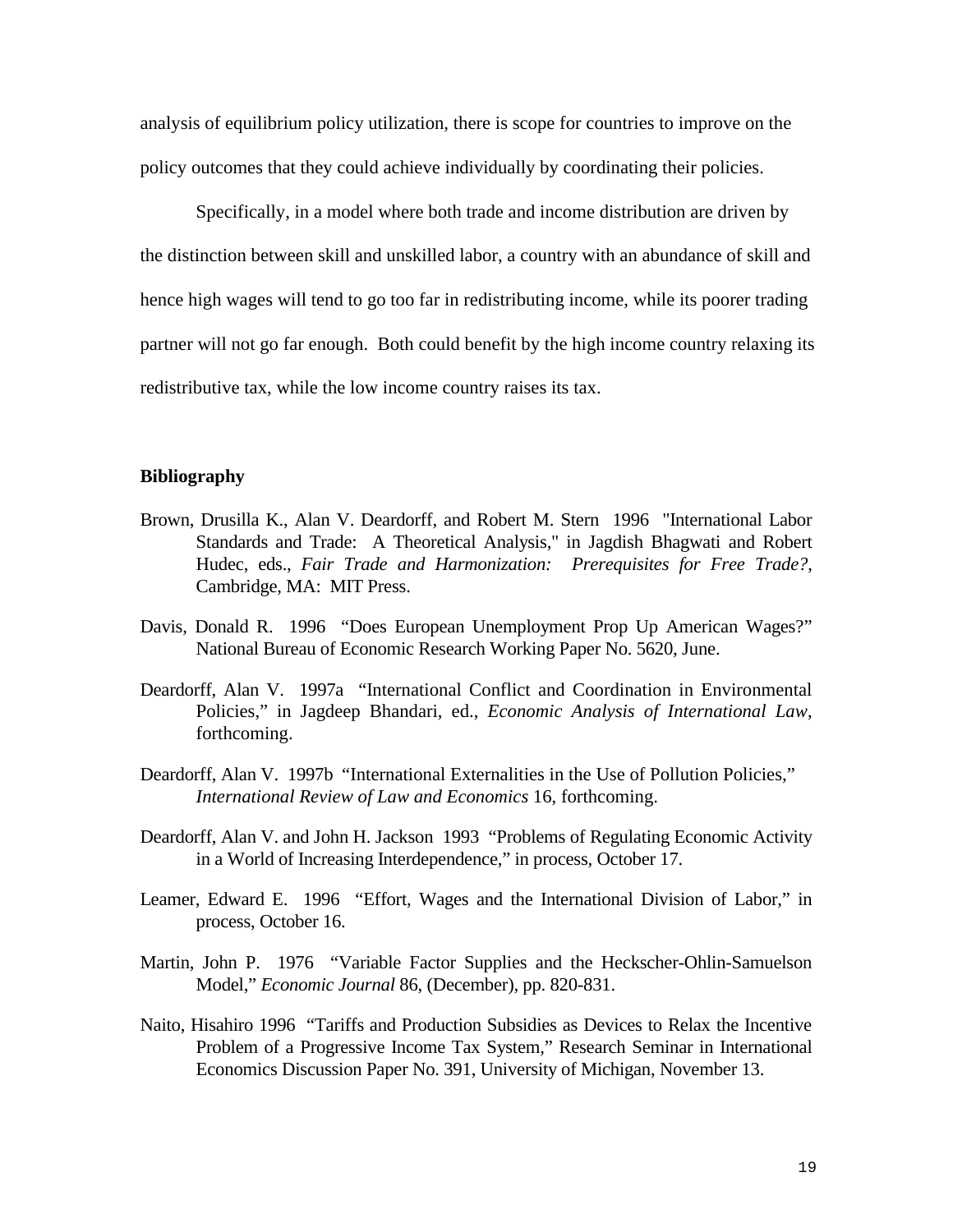analysis of equilibrium policy utilization, there is scope for countries to improve on the policy outcomes that they could achieve individually by coordinating their policies.

Specifically, in a model where both trade and income distribution are driven by the distinction between skill and unskilled labor, a country with an abundance of skill and hence high wages will tend to go too far in redistributing income, while its poorer trading partner will not go far enough. Both could benefit by the high income country relaxing its redistributive tax, while the low income country raises its tax.

**Bibliography**

Brown, Drusilla K., Alan V. Deardorff, and Robert M. Stern 1996 "International Labor Standards and Trade: A Theoretical Analysis," in Jagdish Bhagwati and Robert Hudec, eds., *Fair Trade and Harmonization: Prerequisites for Free Trade?*, Cambridge, MA: MIT Press.

Davis, Donald R. 1996 "Does European Unemployment Prop Up American Wages?" National Bureau of Economic Research Working Paper No. 5620, June.

Deardorff, Alan V. 1997a "International Conflict and Coordination in Environmental Policies," in Jagdeep Bhandari, ed., *Economic Analysis of International Law*, forthcoming.

Deardorff, Alan V. 1997b "International Externalities in the Use of Pollution Policies," *International Review of Law and Economics* 16, forthcoming.

Deardorff, Alan V. and John H. Jackson 1993 "Problems of Regulating Economic Activity in a World of Increasing Interdependence," in process, October 17.

Leamer, Edward E. 1996 "Effort, Wages and the International Division of Labor," in process, October 16.

Martin, John P. 1976 "Variable Factor Supplies and the Heckscher-Ohlin-Samuelson Model," *Economic Journal* 86, (December), pp. 820-831.

Naito, Hisahiro 1996 "Tariffs and Production Subsidies as Devices to Relax the Incentive Problem of a Progressive Income Tax System," Research Seminar in International Economics Discussion Paper No. 391, University of Michigan, November 13.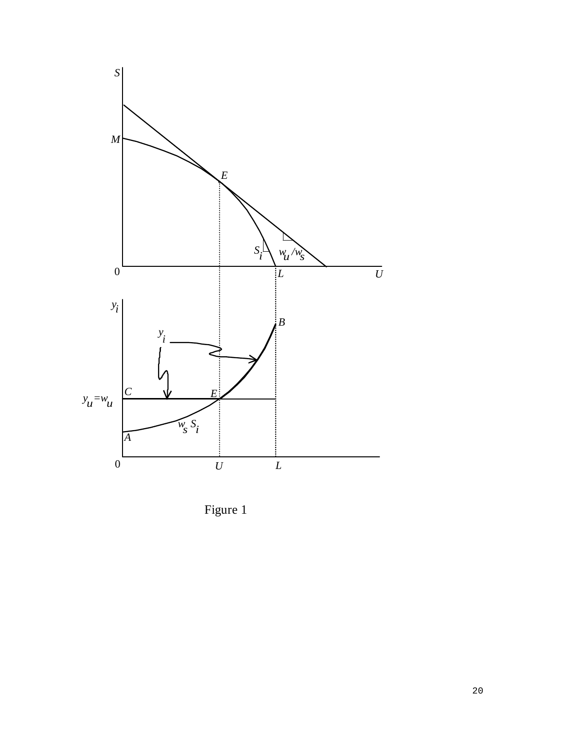Figure 1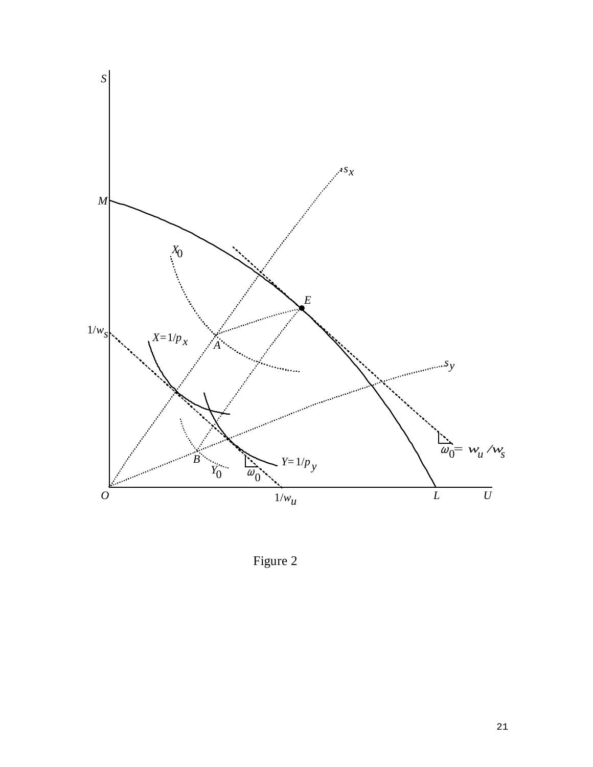Figure 2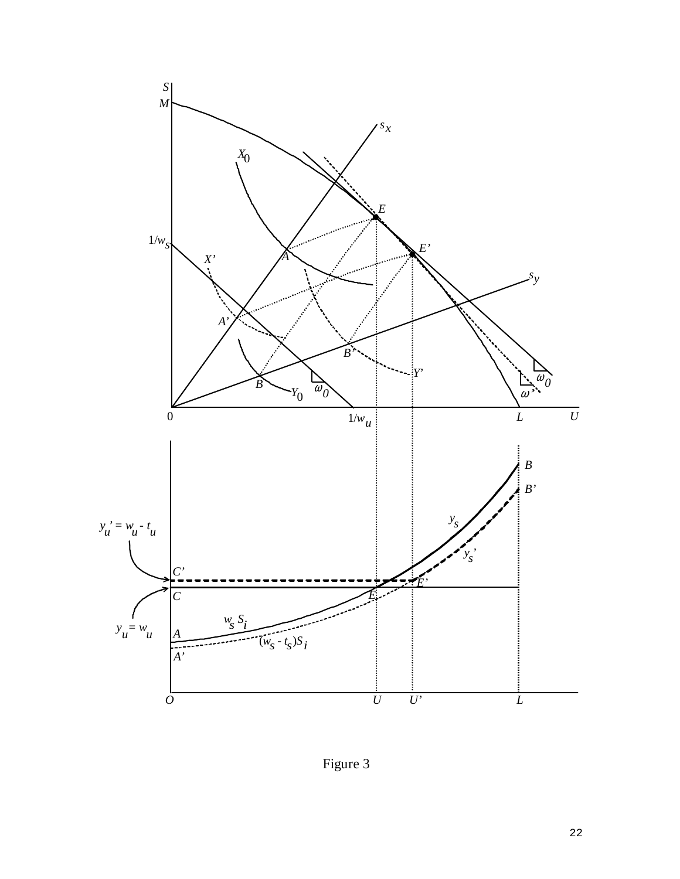Figure 3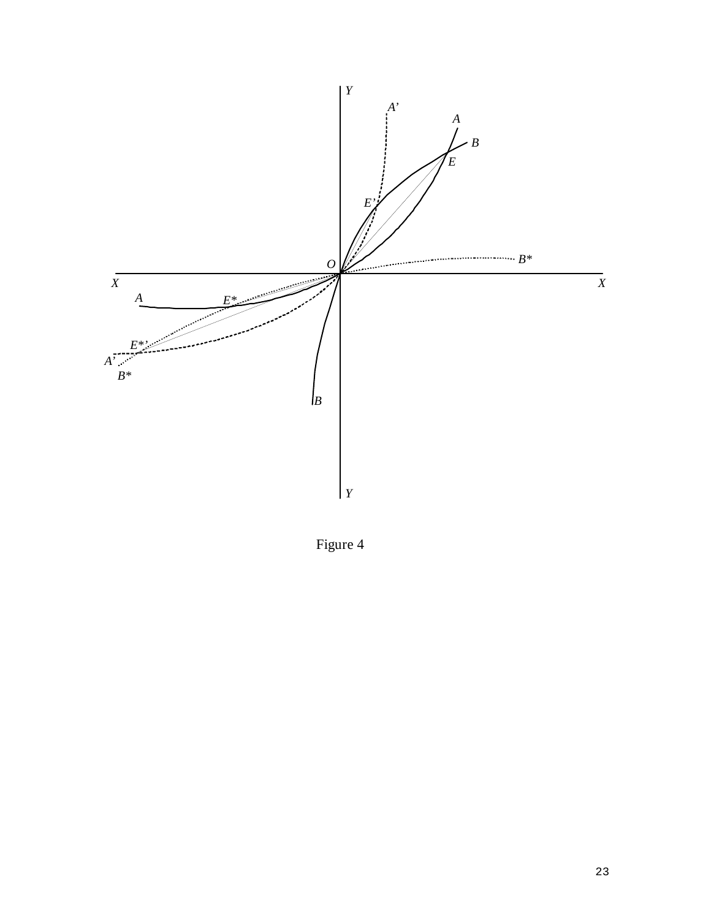Figure 4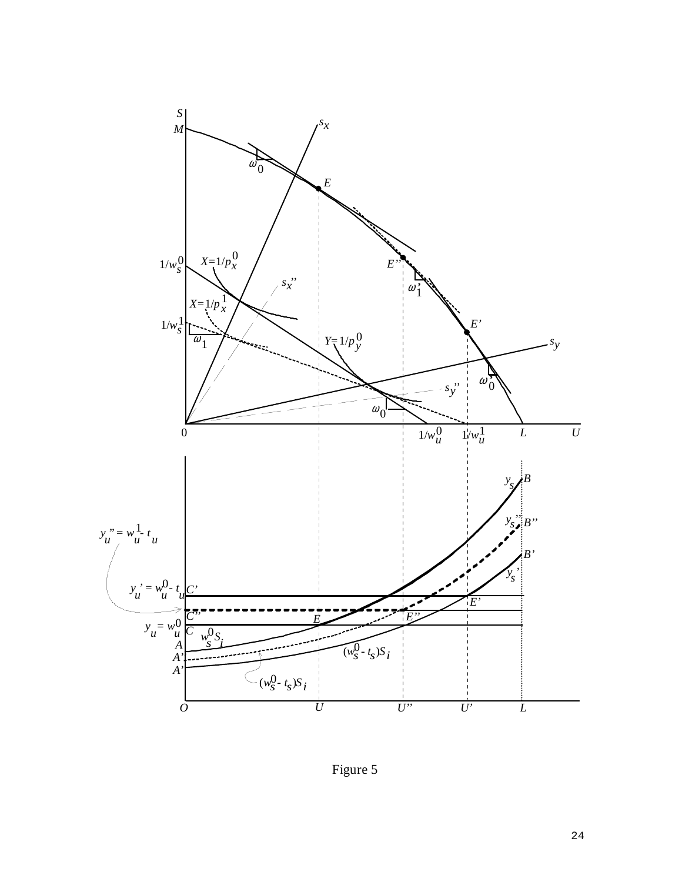Figure 5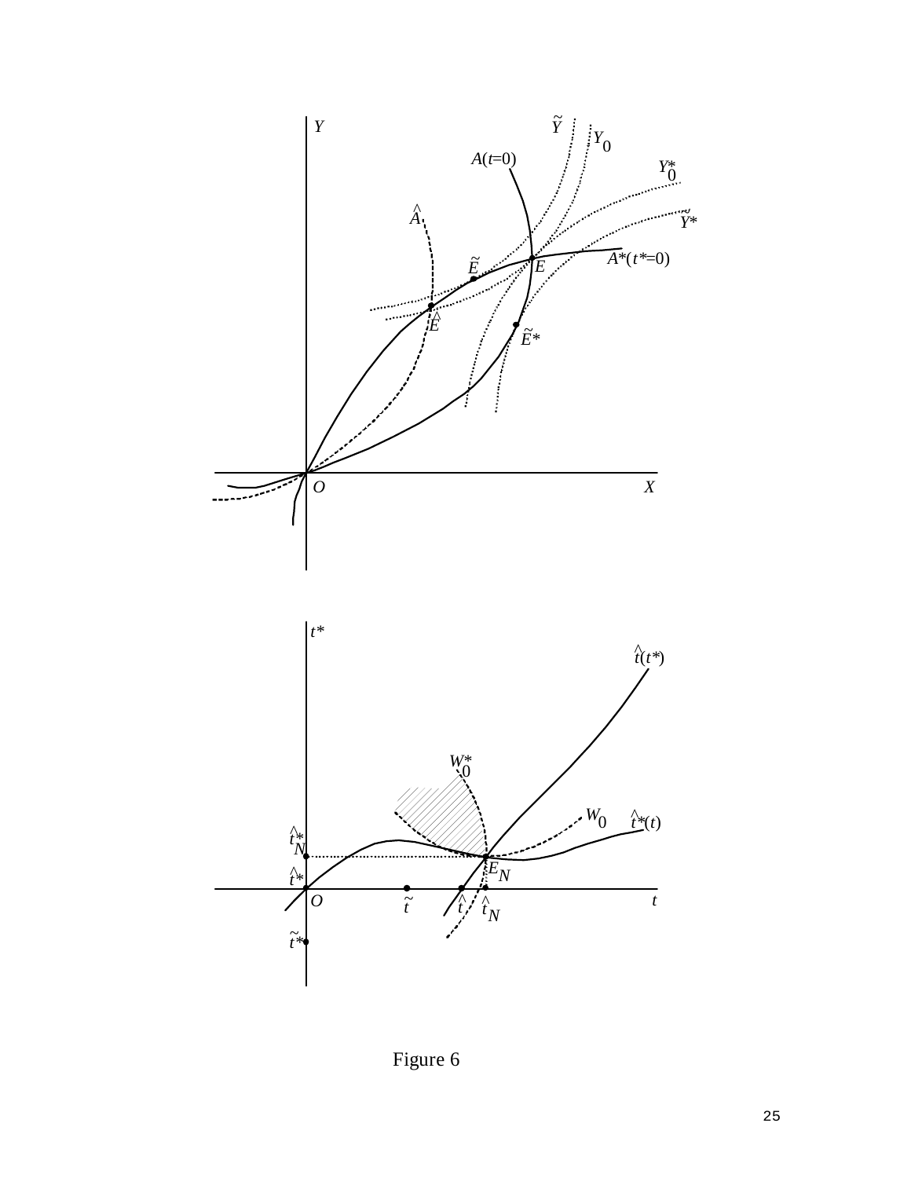Figure 6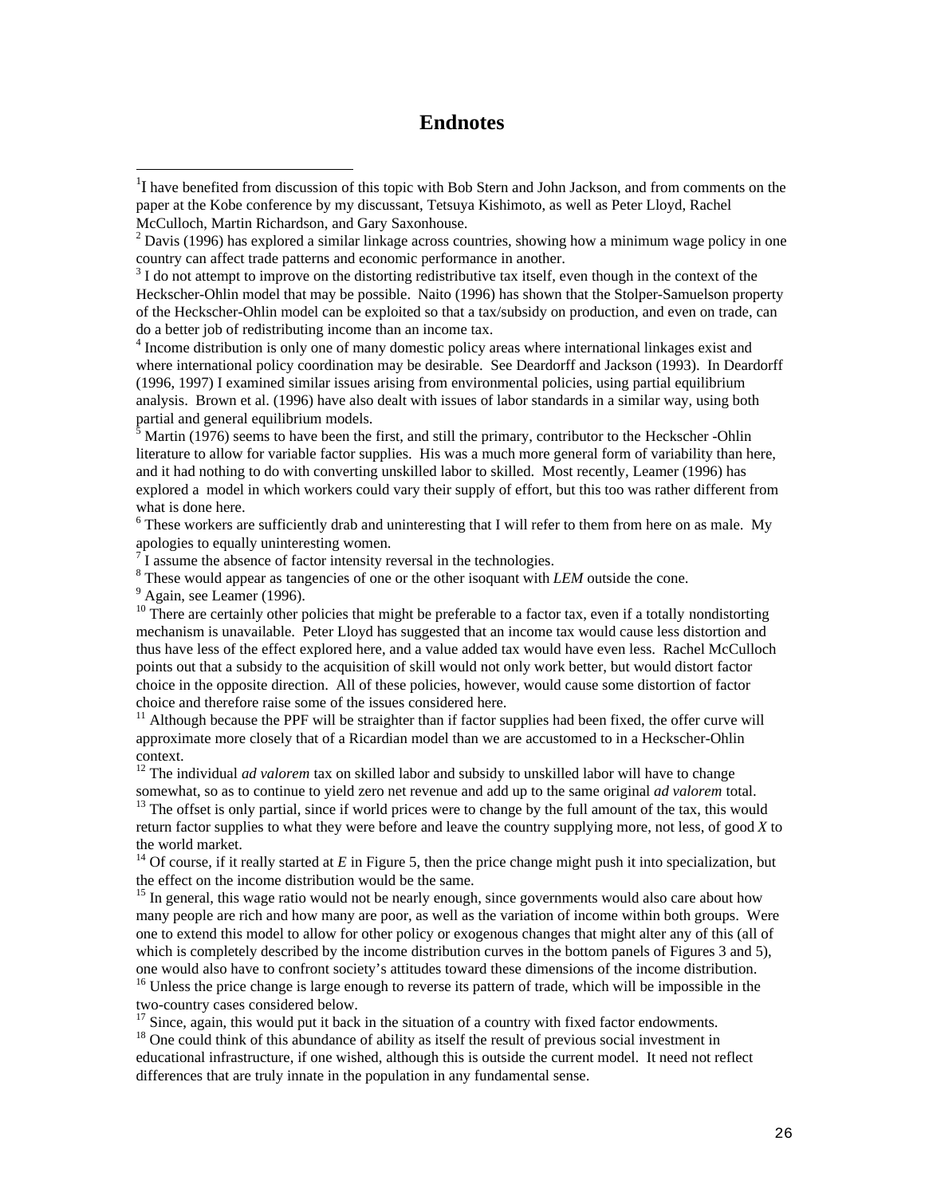# Endnotes

[1] I have benefited from discussion of this topic with Bob Stern and John Jackson, and from comments on the paper at the Kobe conference by my discussant, Tetsuya Kishimoto, as well as Peter Lloyd, Rachel McCulloch, Martin Richardson, and Gary Saxonhouse.

[2] Davis (1996) has explored a similar linkage across countries, showing how a minimum wage policy in one country can affect trade patterns and economic performance in another.

[3] I do not attempt to improve on the distorting redistributive tax itself, even though in the context of the Heckscher-Ohlin model that may be possible. Naito (1996) has shown that the Stolper-Samuelson property of the Heckscher-Ohlin model can be exploited so that a tax/subsidy on production, and even on trade, can do a better job of redistributing income than an income tax.

[4] Income distribution is only one of many domestic policy areas where international linkages exist and where international policy coordination may be desirable. See Deardorff and Jackson (1993). In Deardorff (1996, 1997) I examined similar issues arising from environmental policies, using partial equilibrium analysis. Brown et al. (1996) have also dealt with issues of labor standards in a similar way, using both partial and general equilibrium models.

[5] Martin (1976) seems to have been the first, and still the primary, contributor to the Heckscher -Ohlin literature to allow for variable factor supplies. His was a much more general form of variability than here, and it had nothing to do with converting unskilled labor to skilled. Most recently, Leamer (1996) has explored a model in which workers could vary their supply of effort, but this too was rather different from what is done here.

[6] These workers are sufficiently drab and uninteresting that I will refer to them from here on as male. My apologies to equally uninteresting women.

[7] I assume the absence of factor intensity reversal in the technologies.

[8] These would appear as tangencies of one or the other isoquant with *LEM* outside the cone.

[9] Again, see Leamer (1996).

[10] There are certainly other policies that might be preferable to a factor tax, even if a totally nondistorting mechanism is unavailable. Peter Lloyd has suggested that an income tax would cause less distortion and thus have less of the effect explored here, and a value added tax would have even less. Rachel McCulloch points out that a subsidy to the acquisition of skill would not only work better, but would distort factor choice in the opposite direction. All of these policies, however, would cause some distortion of factor choice and therefore raise some of the issues considered here.

[11] Although because the PPF will be straighter than if factor supplies had been fixed, the offer curve will approximate more closely that of a Ricardian model than we are accustomed to in a Heckscher-Ohlin context.

[12] The individual *ad valorem* tax on skilled labor and subsidy to unskilled labor will have to change somewhat, so as to continue to yield zero net revenue and add up to the same original *ad valorem* total.

[13] The offset is only partial, since if world prices were to change by the full amount of the tax, this would return factor supplies to what they were before and leave the country supplying more, not less, of good *X* to the world market.

[14] Of course, if it really started at *E* in Figure 5, then the price change might push it into specialization, but the effect on the income distribution would be the same.

[15] In general, this wage ratio would not be nearly enough, since governments would also care about how many people are rich and how many are poor, as well as the variation of income within both groups. Were one to extend this model to allow for other policy or exogenous changes that might alter any of this (all of which is completely described by the income distribution curves in the bottom panels of Figures 3 and 5), one would also have to confront society's attitudes toward these dimensions of the income distribution.

[16] Unless the price change is large enough to reverse its pattern of trade, which will be impossible in the two-country cases considered below.

[17] Since, again, this would put it back in the situation of a country with fixed factor endowments.

[18] One could think of this abundance of ability as itself the result of previous social investment in educational infrastructure, if one wished, although this is outside the current model. It need not reflect differences that are truly innate in the population in any fundamental sense.